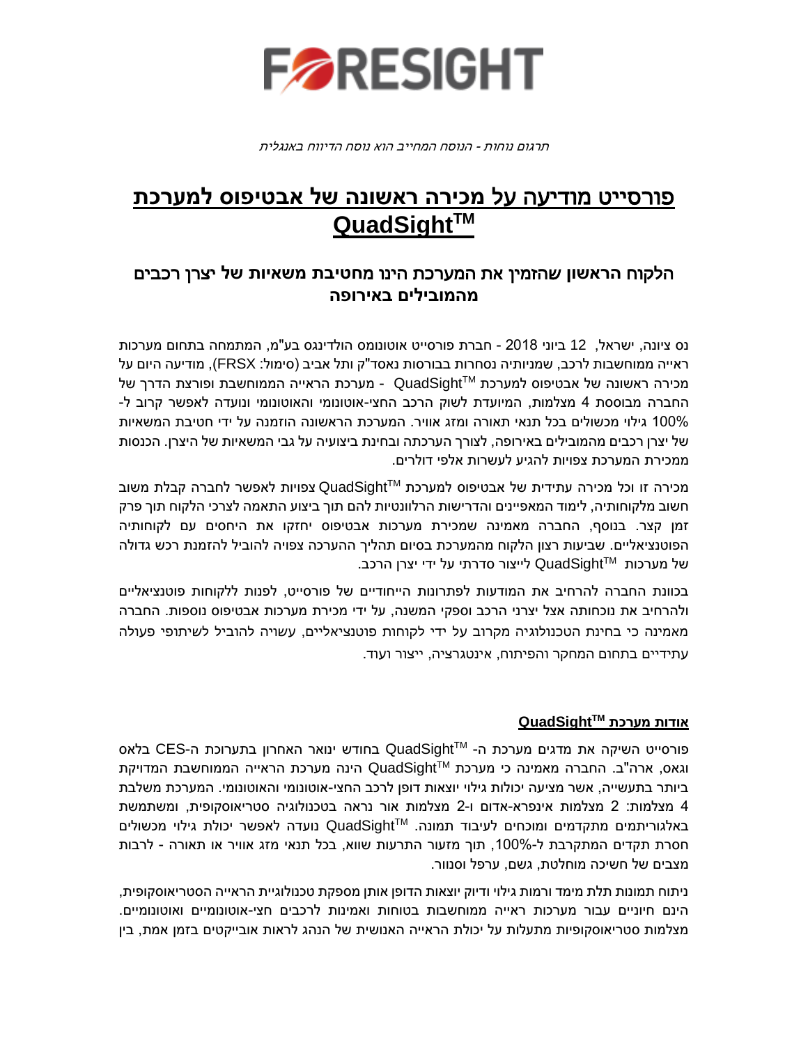FORESIGHT

*תרגום נוחות - הנוסח המחייב הוא נוסח הדיווח באנגלית*

# פורסייט מודיעה על מכירה ראשונה של אבטיפוס למערכת QuadSight™

## הלקוח הראשון שהזמין את המערכת הינו מחטיבת משאיות של יצרן רכבים מהמובילים באירופה

נס ציונה, ישראל, 12 ביוני 2018 - חברת פורסייט אוטונומס הולדינגס בע"מ, המתמחה בתחום מערכות ראייה ממוחשבות לרכב, שמניותיה נסחרות בבורסות נאסד"ק ותל אביב (סימול: FRSX), מודיעה היום על מכירה ראשונה של אבטיפוס למערכת QuadSight™ - מערכת הראייה הממוחשבת ופורצת הדרך של החברה מבוססת 4 מצלמות, המיועדת לשוק הרכב החצי-אוטונומי והאוטונומי ונועדה לאפשר קרוב ל-100% גילוי מכשולים בכל תנאי תאורה ומזג אוויר. המערכת הראשונה הוזמנה על ידי חטיבת המשאיות של יצרן רכבים מהמובילים באירופה, לצורך הערכתה ובחינת ביצועיה על גבי המשאיות של היצרן. הכנסות ממכירת המערכת צפויות להגיע לעשרות אלפי דולרים.

מכירה זו וכל מכירה עתידית של אבטיפוס למערכת QuadSight™ צפויות לאפשר לחברה קבלת משוב חשוב מלקוחותיה, לימוד המאפיינים והדרישות הרלוונטיות להם תוך ביצוע התאמה לצרכי הלקוח תוך פרק זמן קצר. בנוסף, החברה מאמינה שמכירת מערכות אבטיפוס יחזקו את היחסים עם לקוחותיה הפוטנציאליים. שביעות רצון הלקוח מהמערכת בסיום תהליך ההערכה צפויה להוביל להזמנת רכש גדולה של מערכות QuadSight™ לייצור סדרתי על ידי יצרן הרכב.

בכוונת החברה להרחיב את המודעות לפתרונות הייחודיים של פורסייט, לפנות ללקוחות פוטנציאליים ולהרחיב את נוכחותה אצל יצרני הרכב וספקי המשנה, על ידי מכירת מערכות אבטיפוס נוספות. החברה מאמינה כי בחינת הטכנולוגיה מקרוב על ידי לקוחות פוטנציאליים, עשויה להוביל לשיתופי פעולה עתידיים בתחום המחקר והפיתוח, אינטגרציה, ייצור ועוד.

### **אודות מערכת QuadSight™**

פורסייט השיקה את מדגים מערכת ה- QuadSight™ בחודש ינואר האחרון בתערוכת ה-CES בלאס וגאס, ארה"ב. החברה מאמינה כי מערכת QuadSight™ הינה מערכת הראייה הממוחשבת המדויקת ביותר בתעשייה, אשר מציעה יכולות גילוי יוצאות דופן לרכב החצי-אוטונומי והאוטונומי. המערכת משלבת 4 מצלמות: 2 מצלמות אינפרא-אדום ו-2 מצלמות אור נראה בטכנולוגיה סטריאוסקופית, ומשתמשת באלגוריתמים מתקדמים ומוכחים לעיבוד תמונה. QuadSight™ נועדה לאפשר יכולת גילוי מכשולים חסרת תקדים המתקרבת ל-100%, תוך מזעור התרעות שווא, בכל תנאי מזג אוויר או תאורה - לרבות מצבים של חשיכה מוחלטת, גשם, ערפל וסנוור.

ניתוח תמונות תלת מימד ורמות גילוי ודיוק יוצאות הדופן אותן מספקת טכנולוגיית הראייה הסטריאוסקופית, הינם חיוניים עבור מערכות ראייה ממוחשבות בטוחות ואמינות לרכבים חצי-אוטונומיים ואוטונומיים. מצלמות סטריאוסקופיות מתעלות על יכולת הראייה האנושית של הנהג לראות אובייקטים בזמן אמת, בין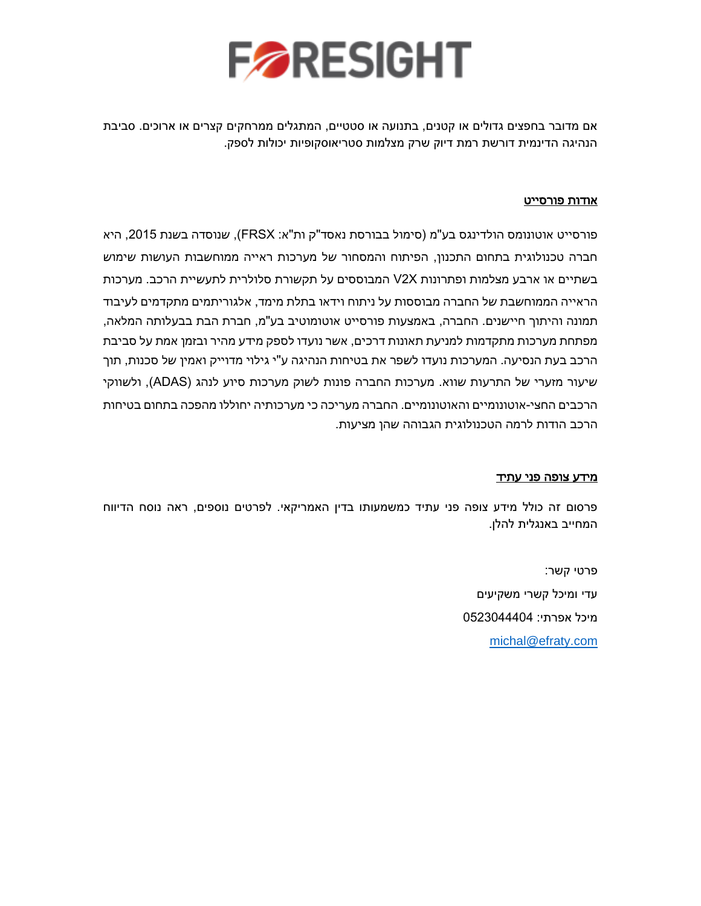אם מדובר בחפצים גדולים או קטנים, בתנועה או סטטיים, המתגלים ממרחקים קצרים או ארוכים. סביבת הנהיגה הדינמית דורשת רמת דיוק שרק מצלמות סטריאוסקופיות יכולות לספק.

## אודות פורסייט

פורסייט אוטונומס הולדינגס בע"מ (סימול בבורסת נאסד"ק ות"א: FRSX), שנוסדה בשנת 2015, היא חברה טכנולוגית בתחום התכנון, הפיתוח והמסחור של מערכות ראייה ממוחשבות העושות שימוש בשתיים או ארבע מצלמות ופתרונות V2X המבוססים על תקשורת סלולרית לתעשיית הרכב. מערכות הראייה הממוחשבת של החברה מבוססות על ניתוח וידאו בתלת מימד, אלגוריתמים מתקדמים לעיבוד תמונה והיתוך חיישנים. החברה, באמצעות פורסייט אוטומוטיב בע"מ, חברת הבת בבעלותה המלאה, מפתחת מערכות מתקדמות למניעת תאונות דרכים, אשר נועדו לספק מידע מהיר ובזמן אמת על סביבת הרכב בעת הנסיעה. המערכות נועדו לשפר את בטיחות הנהיגה ע"י גילוי מדוייק ואמין של סכנות, תוך שיעור מזערי של התרעות שווא. מערכות החברה פונות לשוק מערכות סיוע לנהג (ADAS), ולשווקי הרכבים החצי-אוטונומיים והאוטונומיים. החברה מעריכה כי מערכותיה יחוללו מהפכה בתחום בטיחות הרכב הודות לרמה הטכנולוגית הגבוהה שהן מציעות.

## מידע צופה פני עתיד

פרסום זה כולל מידע צופה פני עתיד כמשמעותו בדין האמריקאי. לפרטים נוספים, ראה נוסח הדיווח המחייב באנגלית להלן.

פרטי קשר:

עדי ומיכל קשרי משקיעים

מיכל אפרתי: 0523044404

michal@efraty.com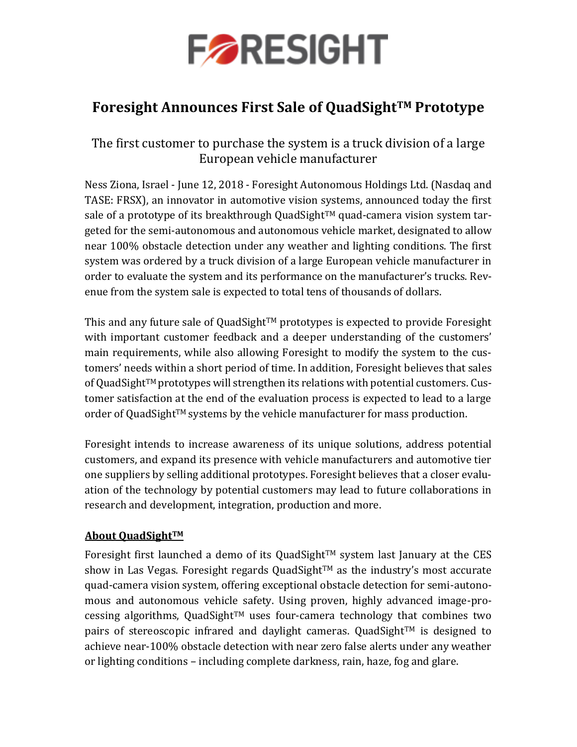# Foresight Announces First Sale of QuadSight™ Prototype

## The first customer to purchase the system is a truck division of a large European vehicle manufacturer

Ness Ziona, Israel - June 12, 2018 - Foresight Autonomous Holdings Ltd. (Nasdaq and TASE: FRSX), an innovator in automotive vision systems, announced today the first sale of a prototype of its breakthrough QuadSight™ quad-camera vision system targeted for the semi-autonomous and autonomous vehicle market, designated to allow near 100% obstacle detection under any weather and lighting conditions. The first system was ordered by a truck division of a large European vehicle manufacturer in order to evaluate the system and its performance on the manufacturer's trucks. Revenue from the system sale is expected to total tens of thousands of dollars.

This and any future sale of QuadSight™ prototypes is expected to provide Foresight with important customer feedback and a deeper understanding of the customers' main requirements, while also allowing Foresight to modify the system to the customers' needs within a short period of time. In addition, Foresight believes that sales of QuadSight™ prototypes will strengthen its relations with potential customers. Customer satisfaction at the end of the evaluation process is expected to lead to a large order of QuadSight™ systems by the vehicle manufacturer for mass production.

Foresight intends to increase awareness of its unique solutions, address potential customers, and expand its presence with vehicle manufacturers and automotive tier one suppliers by selling additional prototypes. Foresight believes that a closer evaluation of the technology by potential customers may lead to future collaborations in research and development, integration, production and more.

**About QuadSight™**

Foresight first launched a demo of its QuadSight™ system last January at the CES show in Las Vegas. Foresight regards QuadSight™ as the industry's most accurate quad-camera vision system, offering exceptional obstacle detection for semi-autonomous and autonomous vehicle safety. Using proven, highly advanced image-processing algorithms, QuadSight™ uses four-camera technology that combines two pairs of stereoscopic infrared and daylight cameras. QuadSight™ is designed to achieve near-100% obstacle detection with near zero false alerts under any weather or lighting conditions – including complete darkness, rain, haze, fog and glare.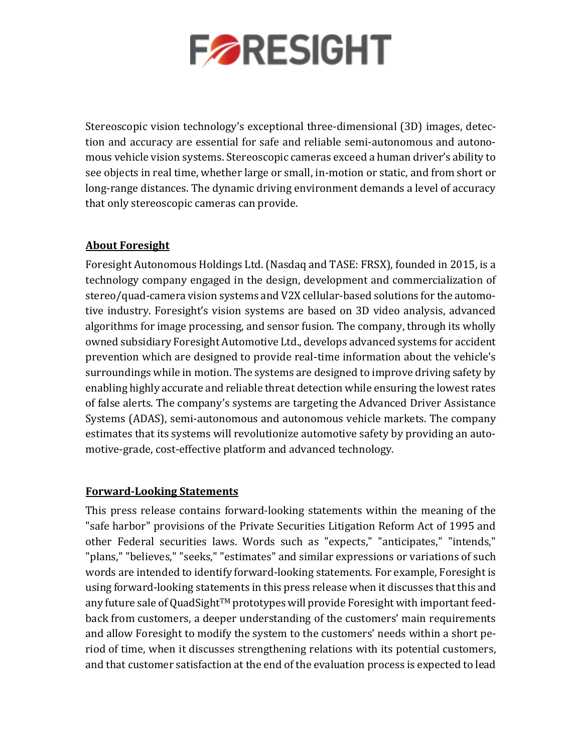Stereoscopic vision technology's exceptional three-dimensional (3D) images, detection and accuracy are essential for safe and reliable semi-autonomous and autonomous vehicle vision systems. Stereoscopic cameras exceed a human driver's ability to see objects in real time, whether large or small, in-motion or static, and from short or long-range distances. The dynamic driving environment demands a level of accuracy that only stereoscopic cameras can provide.

**About Foresight**

Foresight Autonomous Holdings Ltd. (Nasdaq and TASE: FRSX), founded in 2015, is a technology company engaged in the design, development and commercialization of stereo/quad-camera vision systems and V2X cellular-based solutions for the automotive industry. Foresight's vision systems are based on 3D video analysis, advanced algorithms for image processing, and sensor fusion. The company, through its wholly owned subsidiary Foresight Automotive Ltd., develops advanced systems for accident prevention which are designed to provide real-time information about the vehicle's surroundings while in motion. The systems are designed to improve driving safety by enabling highly accurate and reliable threat detection while ensuring the lowest rates of false alerts. The company's systems are targeting the Advanced Driver Assistance Systems (ADAS), semi-autonomous and autonomous vehicle markets. The company estimates that its systems will revolutionize automotive safety by providing an automotive-grade, cost-effective platform and advanced technology.

**Forward-Looking Statements**

This press release contains forward-looking statements within the meaning of the "safe harbor" provisions of the Private Securities Litigation Reform Act of 1995 and other Federal securities laws. Words such as "expects," "anticipates," "intends," "plans," "believes," "seeks," "estimates" and similar expressions or variations of such words are intended to identify forward-looking statements. For example, Foresight is using forward-looking statements in this press release when it discusses that this and any future sale of QuadSight™ prototypes will provide Foresight with important feedback from customers, a deeper understanding of the customers' main requirements and allow Foresight to modify the system to the customers' needs within a short period of time, when it discusses strengthening relations with its potential customers, and that customer satisfaction at the end of the evaluation process is expected to lead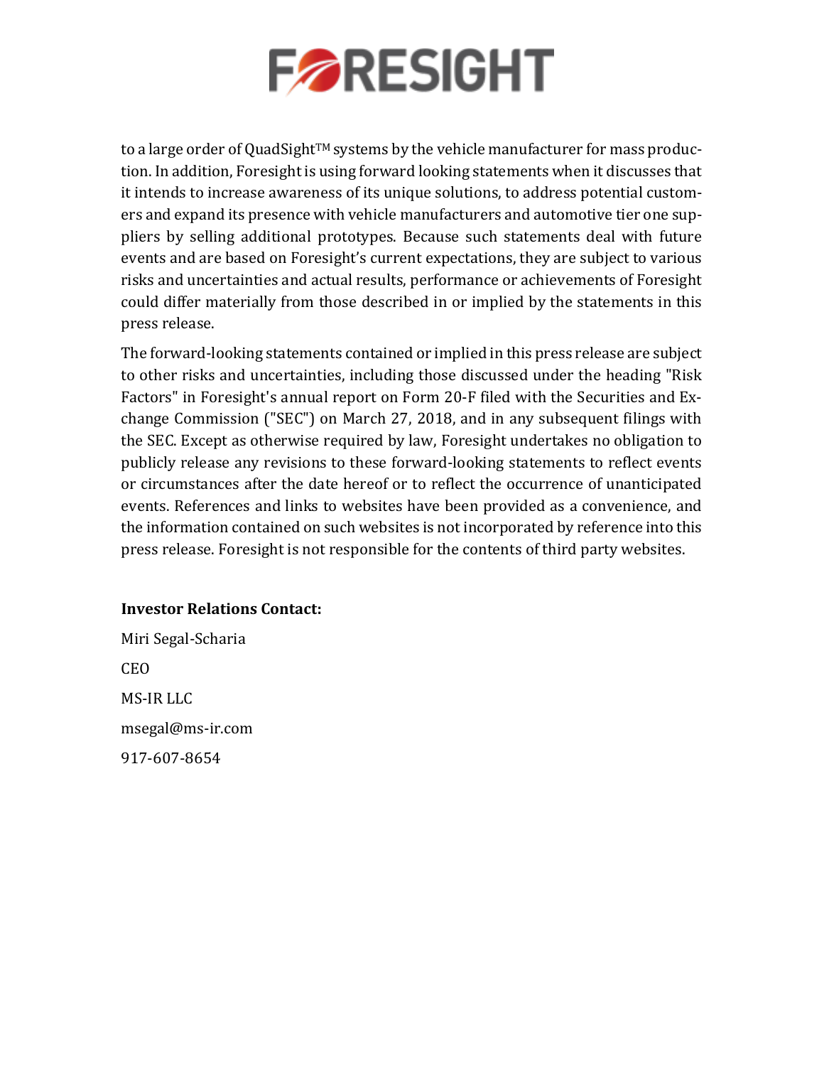to a large order of QuadSight™ systems by the vehicle manufacturer for mass production. In addition, Foresight is using forward looking statements when it discusses that it intends to increase awareness of its unique solutions, to address potential customers and expand its presence with vehicle manufacturers and automotive tier one suppliers by selling additional prototypes. Because such statements deal with future events and are based on Foresight's current expectations, they are subject to various risks and uncertainties and actual results, performance or achievements of Foresight could differ materially from those described in or implied by the statements in this press release.

The forward-looking statements contained or implied in this press release are subject to other risks and uncertainties, including those discussed under the heading "Risk Factors" in Foresight's annual report on Form 20-F filed with the Securities and Exchange Commission ("SEC") on March 27, 2018, and in any subsequent filings with the SEC. Except as otherwise required by law, Foresight undertakes no obligation to publicly release any revisions to these forward-looking statements to reflect events or circumstances after the date hereof or to reflect the occurrence of unanticipated events. References and links to websites have been provided as a convenience, and the information contained on such websites is not incorporated by reference into this press release. Foresight is not responsible for the contents of third party websites.

**Investor Relations Contact:**

Miri Segal-Scharia

CEO

MS-IR LLC

msegal@ms-ir.com

917-607-8654